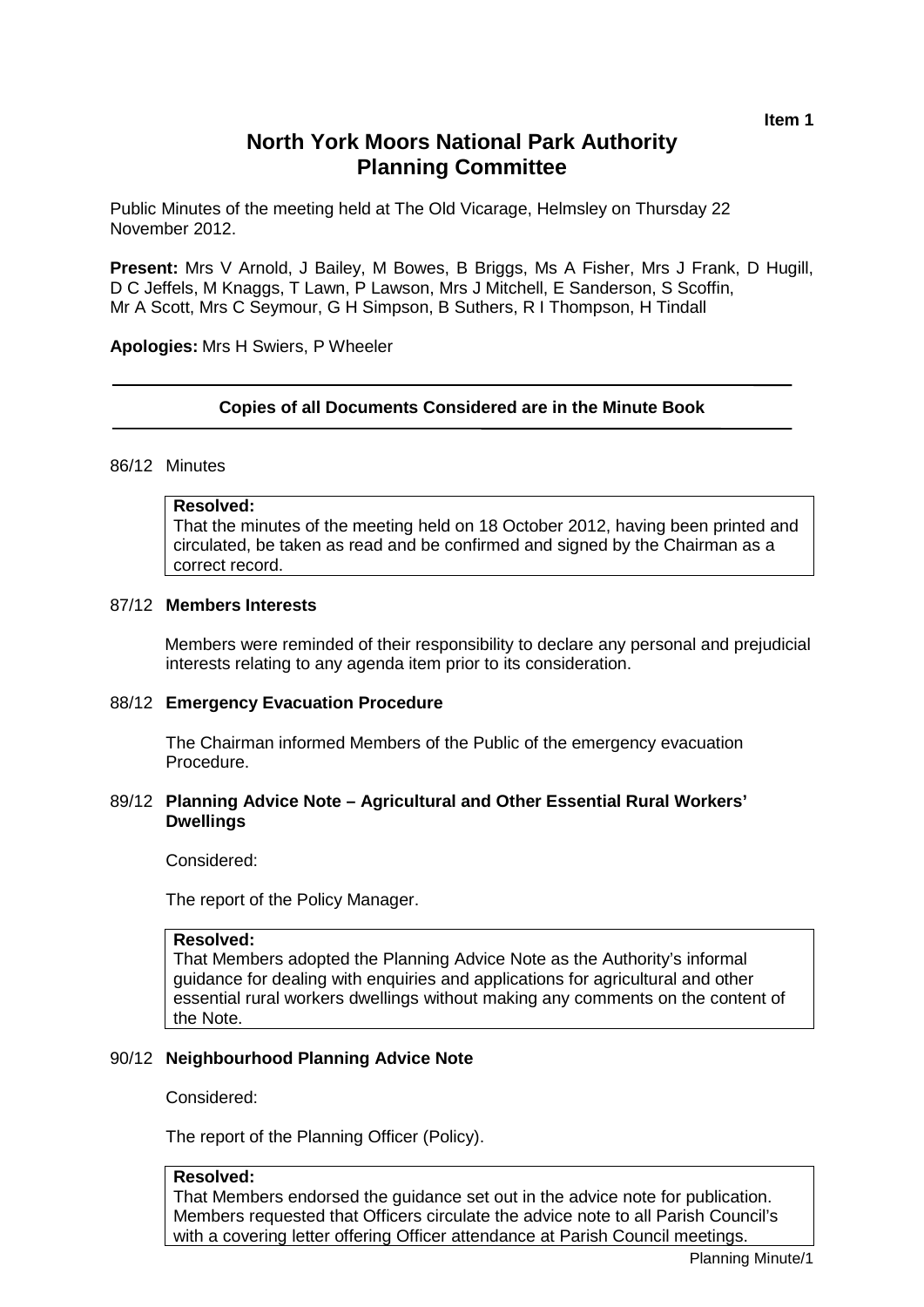**Item 1**

# North York Moors National Park Authority
# Planning Committee

Public Minutes of the meeting held at The Old Vicarage, Helmsley on Thursday 22 November 2012.

**Present:** Mrs V Arnold, J Bailey, M Bowes, B Briggs, Ms A Fisher, Mrs J Frank, D Hugill, D C Jeffels, M Knaggs, T Lawn, P Lawson, Mrs J Mitchell, E Sanderson, S Scoffin, Mr A Scott, Mrs C Seymour, G H Simpson, B Suthers, R I Thompson, H Tindall

**Apologies:** Mrs H Swiers, P Wheeler

---

**Copies of all Documents Considered are in the Minute Book**

---

86/12 Minutes

> **Resolved:**
> That the minutes of the meeting held on 18 October 2012, having been printed and circulated, be taken as read and be confirmed and signed by the Chairman as a correct record.

87/12 **Members Interests**

Members were reminded of their responsibility to declare any personal and prejudicial interests relating to any agenda item prior to its consideration.

88/12 **Emergency Evacuation Procedure**

The Chairman informed Members of the Public of the emergency evacuation Procedure.

89/12 **Planning Advice Note – Agricultural and Other Essential Rural Workers' Dwellings**

Considered:

The report of the Policy Manager.

> **Resolved:**
> That Members adopted the Planning Advice Note as the Authority's informal guidance for dealing with enquiries and applications for agricultural and other essential rural workers dwellings without making any comments on the content of the Note.

90/12 **Neighbourhood Planning Advice Note**

Considered:

The report of the Planning Officer (Policy).

> **Resolved:**
> That Members endorsed the guidance set out in the advice note for publication. Members requested that Officers circulate the advice note to all Parish Council's with a covering letter offering Officer attendance at Parish Council meetings.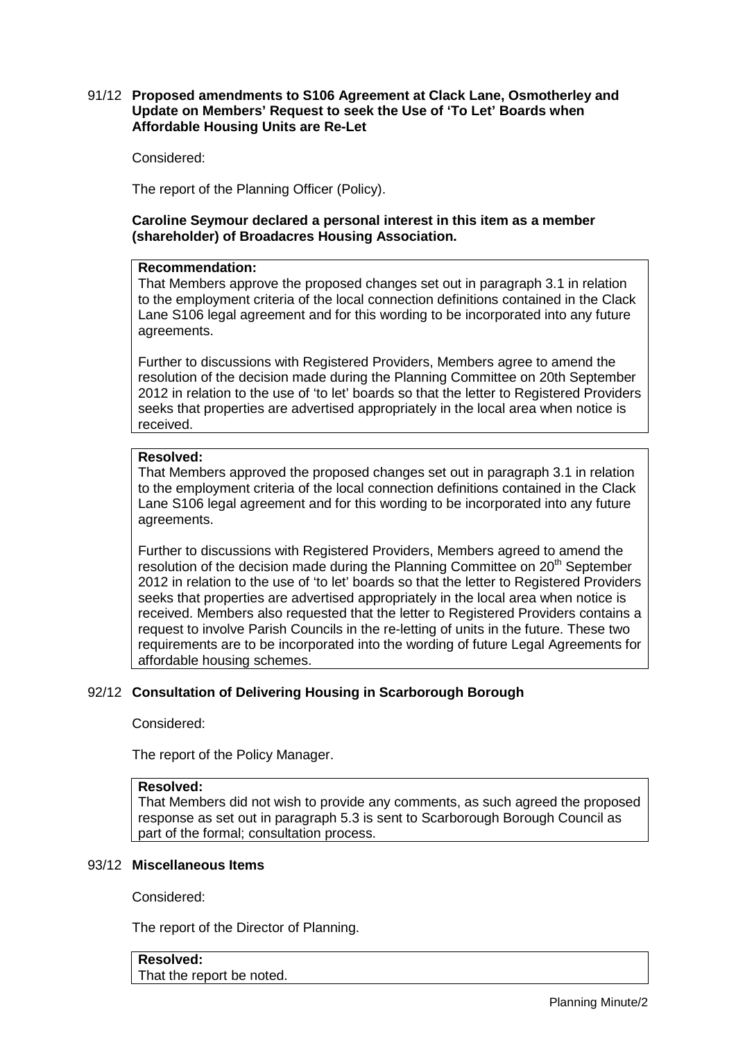91/12 **Proposed amendments to S106 Agreement at Clack Lane, Osmotherley and Update on Members' Request to seek the Use of 'To Let' Boards when Affordable Housing Units are Re-Let**

Considered:

The report of the Planning Officer (Policy).

**Caroline Seymour declared a personal interest in this item as a member (shareholder) of Broadacres Housing Association.**

**Recommendation:**
That Members approve the proposed changes set out in paragraph 3.1 in relation to the employment criteria of the local connection definitions contained in the Clack Lane S106 legal agreement and for this wording to be incorporated into any future agreements.

Further to discussions with Registered Providers, Members agree to amend the resolution of the decision made during the Planning Committee on 20th September 2012 in relation to the use of 'to let' boards so that the letter to Registered Providers seeks that properties are advertised appropriately in the local area when notice is received.

**Resolved:**
That Members approved the proposed changes set out in paragraph 3.1 in relation to the employment criteria of the local connection definitions contained in the Clack Lane S106 legal agreement and for this wording to be incorporated into any future agreements.

Further to discussions with Registered Providers, Members agreed to amend the resolution of the decision made during the Planning Committee on 20th September 2012 in relation to the use of 'to let' boards so that the letter to Registered Providers seeks that properties are advertised appropriately in the local area when notice is received. Members also requested that the letter to Registered Providers contains a request to involve Parish Councils in the re-letting of units in the future. These two requirements are to be incorporated into the wording of future Legal Agreements for affordable housing schemes.

92/12 **Consultation of Delivering Housing in Scarborough Borough**

Considered:

The report of the Policy Manager.

**Resolved:**
That Members did not wish to provide any comments, as such agreed the proposed response as set out in paragraph 5.3 is sent to Scarborough Borough Council as part of the formal; consultation process.

93/12 **Miscellaneous Items**

Considered:

The report of the Director of Planning.

**Resolved:**
That the report be noted.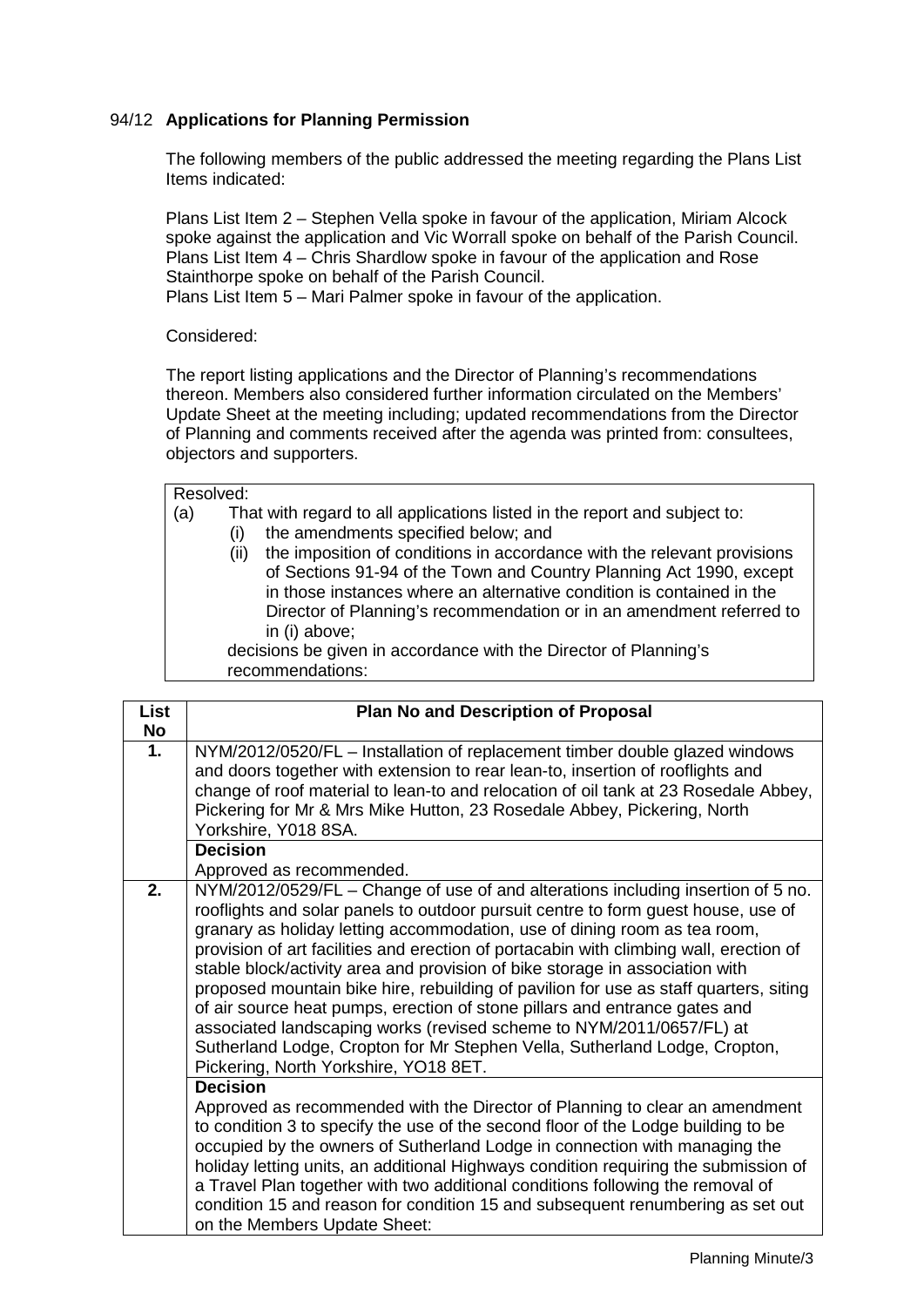## 94/12 Applications for Planning Permission

The following members of the public addressed the meeting regarding the Plans List Items indicated:

Plans List Item 2 – Stephen Vella spoke in favour of the application, Miriam Alcock spoke against the application and Vic Worrall spoke on behalf of the Parish Council.
Plans List Item 4 – Chris Shardlow spoke in favour of the application and Rose Stainthorpe spoke on behalf of the Parish Council.
Plans List Item 5 – Mari Palmer spoke in favour of the application.

Considered:

The report listing applications and the Director of Planning's recommendations thereon. Members also considered further information circulated on the Members' Update Sheet at the meeting including; updated recommendations from the Director of Planning and comments received after the agenda was printed from: consultees, objectors and supporters.

Resolved:

(a) That with regard to all applications listed in the report and subject to:
   (i) the amendments specified below; and
   (ii) the imposition of conditions in accordance with the relevant provisions of Sections 91-94 of the Town and Country Planning Act 1990, except in those instances where an alternative condition is contained in the Director of Planning's recommendation or in an amendment referred to in (i) above;

   decisions be given in accordance with the Director of Planning's recommendations:

| List No | Plan No and Description of Proposal |
|---|---|
| 1. | NYM/2012/0520/FL – Installation of replacement timber double glazed windows and doors together with extension to rear lean-to, insertion of rooflights and change of roof material to lean-to and relocation of oil tank at 23 Rosedale Abbey, Pickering for Mr & Mrs Mike Hutton, 23 Rosedale Abbey, Pickering, North Yorkshire, Y018 8SA. |
| | **Decision**<br>Approved as recommended. |
| 2. | NYM/2012/0529/FL – Change of use of and alterations including insertion of 5 no. rooflights and solar panels to outdoor pursuit centre to form guest house, use of granary as holiday letting accommodation, use of dining room as tea room, provision of art facilities and erection of portacabin with climbing wall, erection of stable block/activity area and provision of bike storage in association with proposed mountain bike hire, rebuilding of pavilion for use as staff quarters, siting of air source heat pumps, erection of stone pillars and entrance gates and associated landscaping works (revised scheme to NYM/2011/0657/FL) at Sutherland Lodge, Cropton for Mr Stephen Vella, Sutherland Lodge, Cropton, Pickering, North Yorkshire, YO18 8ET. |
| | **Decision**<br>Approved as recommended with the Director of Planning to clear an amendment to condition 3 to specify the use of the second floor of the Lodge building to be occupied by the owners of Sutherland Lodge in connection with managing the holiday letting units, an additional Highways condition requiring the submission of a Travel Plan together with two additional conditions following the removal of condition 15 and reason for condition 15 and subsequent renumbering as set out on the Members Update Sheet: |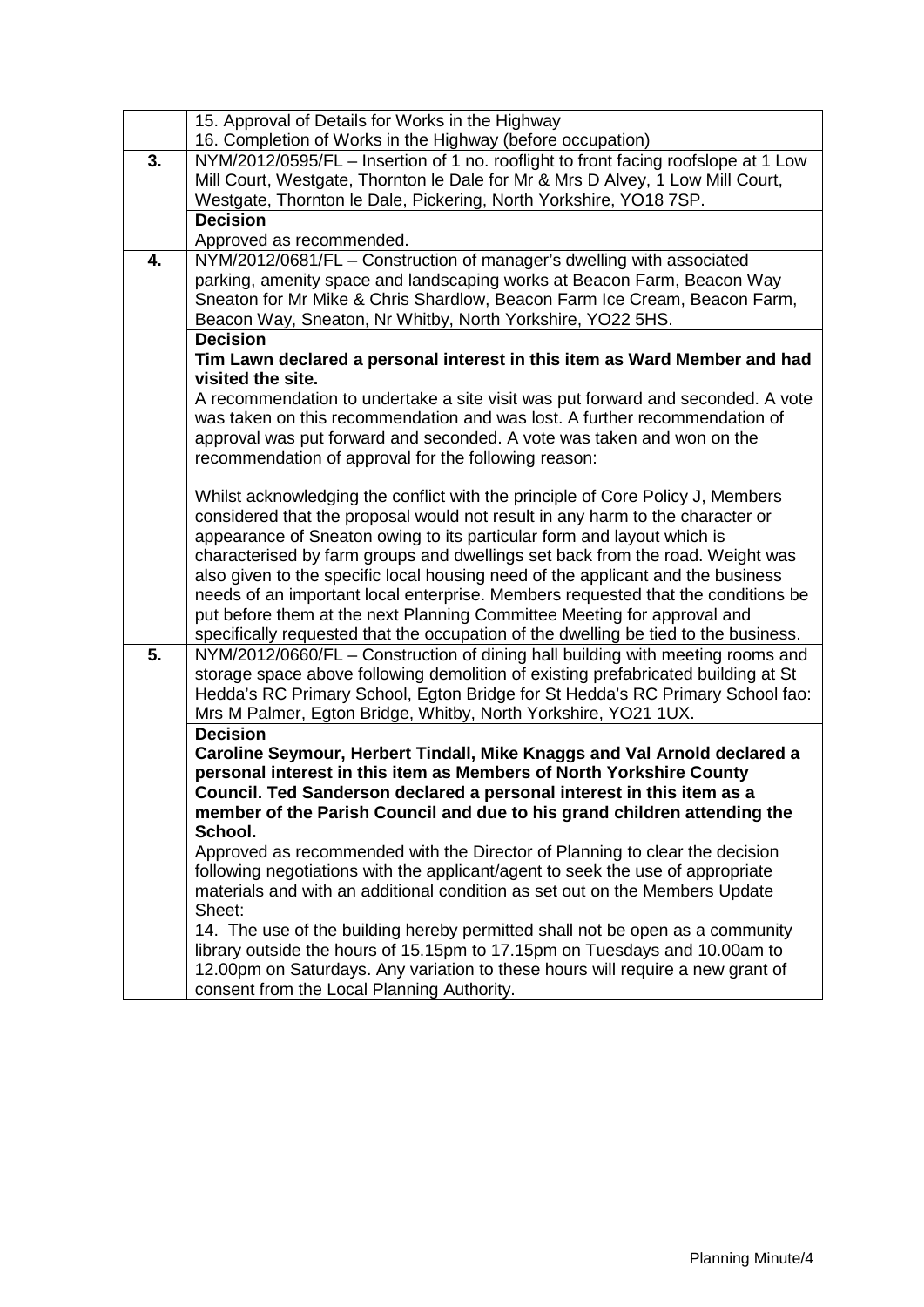| | |
|---|---|
| | 15. Approval of Details for Works in the Highway<br>16. Completion of Works in the Highway (before occupation) |
| **3.** | NYM/2012/0595/FL – Insertion of 1 no. rooflight to front facing roofslope at 1 Low Mill Court, Westgate, Thornton le Dale for Mr & Mrs D Alvey, 1 Low Mill Court, Westgate, Thornton le Dale, Pickering, North Yorkshire, YO18 7SP. |
| | **Decision**<br>Approved as recommended. |
| **4.** | NYM/2012/0681/FL – Construction of manager's dwelling with associated parking, amenity space and landscaping works at Beacon Farm, Beacon Way Sneaton for Mr Mike & Chris Shardlow, Beacon Farm Ice Cream, Beacon Farm, Beacon Way, Sneaton, Nr Whitby, North Yorkshire, YO22 5HS. |
| | **Decision**<br>**Tim Lawn declared a personal interest in this item as Ward Member and had visited the site.**<br>A recommendation to undertake a site visit was put forward and seconded. A vote was taken on this recommendation and was lost. A further recommendation of approval was put forward and seconded. A vote was taken and won on the recommendation of approval for the following reason:<br><br>Whilst acknowledging the conflict with the principle of Core Policy J, Members considered that the proposal would not result in any harm to the character or appearance of Sneaton owing to its particular form and layout which is characterised by farm groups and dwellings set back from the road. Weight was also given to the specific local housing need of the applicant and the business needs of an important local enterprise. Members requested that the conditions be put before them at the next Planning Committee Meeting for approval and specifically requested that the occupation of the dwelling be tied to the business. |
| **5.** | NYM/2012/0660/FL – Construction of dining hall building with meeting rooms and storage space above following demolition of existing prefabricated building at St Hedda's RC Primary School, Egton Bridge for St Hedda's RC Primary School fao: Mrs M Palmer, Egton Bridge, Whitby, North Yorkshire, YO21 1UX. |
| | **Decision**<br>**Caroline Seymour, Herbert Tindall, Mike Knaggs and Val Arnold declared a personal interest in this item as Members of North Yorkshire County Council. Ted Sanderson declared a personal interest in this item as a member of the Parish Council and due to his grand children attending the School.**<br>Approved as recommended with the Director of Planning to clear the decision following negotiations with the applicant/agent to seek the use of appropriate materials and with an additional condition as set out on the Members Update Sheet:<br>14. The use of the building hereby permitted shall not be open as a community library outside the hours of 15.15pm to 17.15pm on Tuesdays and 10.00am to 12.00pm on Saturdays. Any variation to these hours will require a new grant of consent from the Local Planning Authority. |